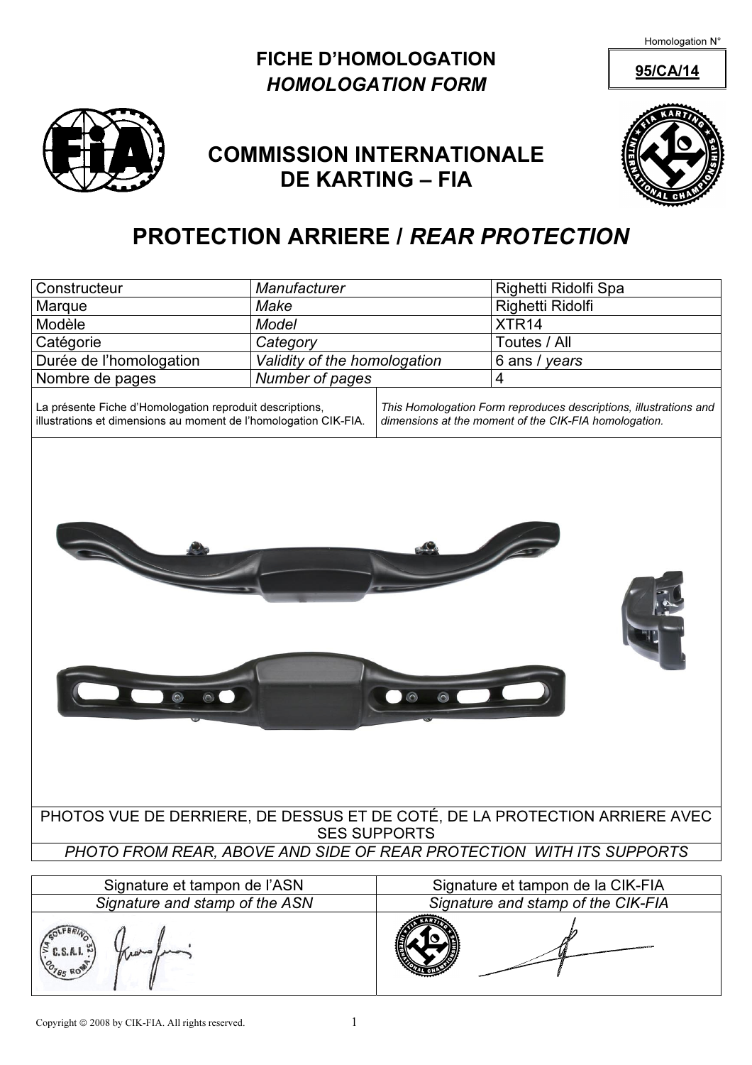Homologation N° **95/CA/14**

# FICHE D'HOMOLOGATION
## *HOMOLOGATION FORM*

## COMMISSION INTERNATIONALE DE KARTING – FIA

# PROTECTION ARRIERE / *REAR PROTECTION*

| Constructeur | *Manufacturer* | Righetti Ridolfi Spa |
|---|---|---|
| Marque | *Make* | Righetti Ridolfi |
| Modèle | *Model* | XTR14 |
| Catégorie | *Category* | Toutes / All |
| Durée de l'homologation | *Validity of the homologation* | 6 ans / *years* |
| Nombre de pages | *Number of pages* | 4 |

La présente Fiche d'Homologation reproduit descriptions, illustrations et dimensions au moment de l'homologation CIK-FIA.

*This Homologation Form reproduces descriptions, illustrations and dimensions at the moment of the CIK-FIA homologation.*

PHOTOS VUE DE DERRIERE, DE DESSUS ET DE COTÉ, DE LA PROTECTION ARRIERE AVEC SES SUPPORTS

*PHOTO FROM REAR, ABOVE AND SIDE OF REAR PROTECTION WITH ITS SUPPORTS*

| Signature et tampon de l'ASN | Signature et tampon de la CIK-FIA |
|---|---|
| *Signature and stamp of the ASN* | *Signature and stamp of the CIK-FIA* |

Copyright © 2008 by CIK-FIA. All rights reserved.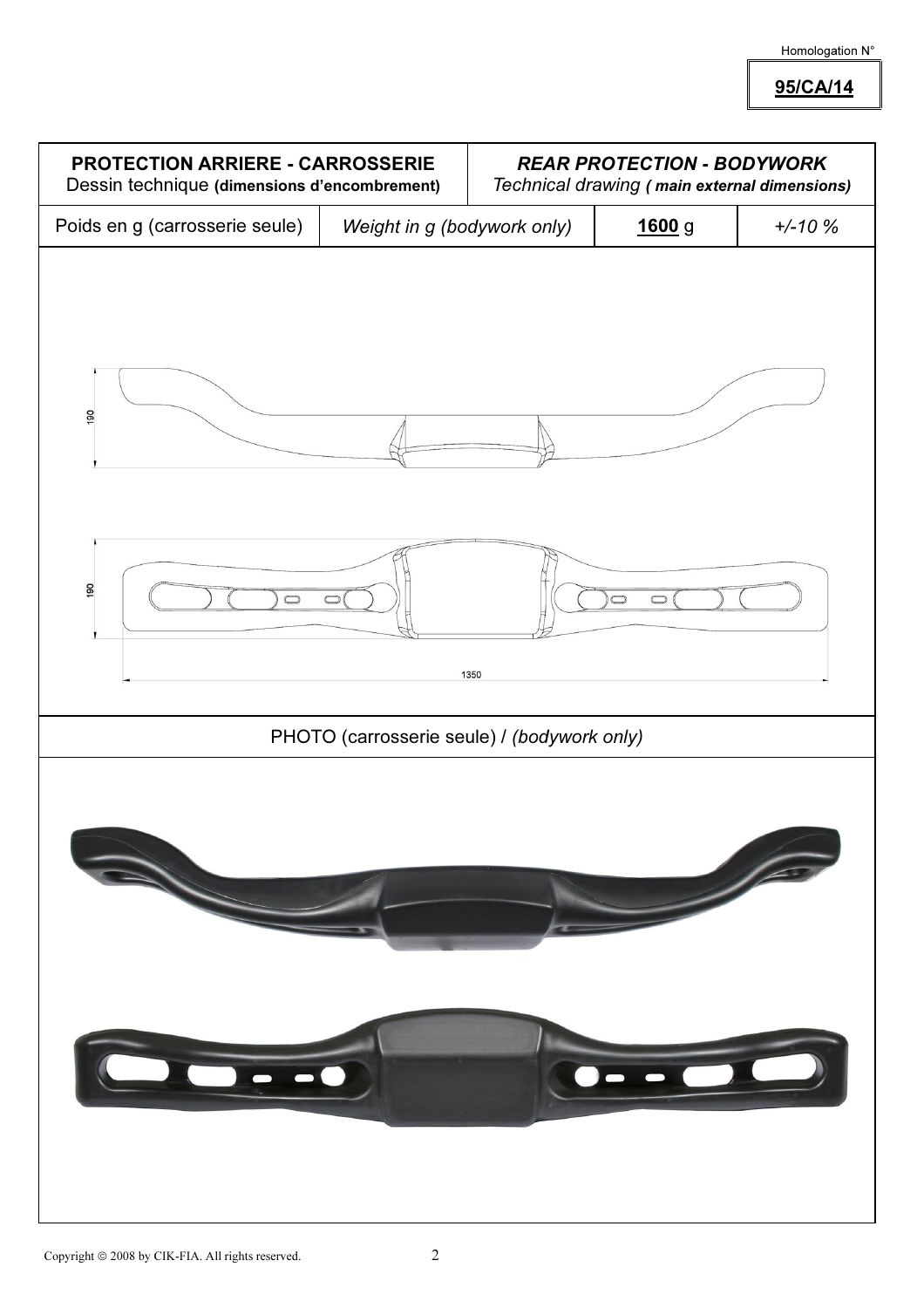Homologation N°

**95/CA/14**

| **PROTECTION ARRIERE - CARROSSERIE** Dessin technique **(dimensions d'encombrement)** | | ***REAR PROTECTION - BODYWORK*** *Technical drawing **( main external dimensions)*** | |
|---|---|---|---|
| Poids en g (carrosserie seule) | *Weight in g (bodywork only)* | **1600** g | *+/-10 %* |

190

190

1350

PHOTO (carrosserie seule) / *(bodywork only)*

Copyright © 2008 by CIK-FIA. All rights reserved.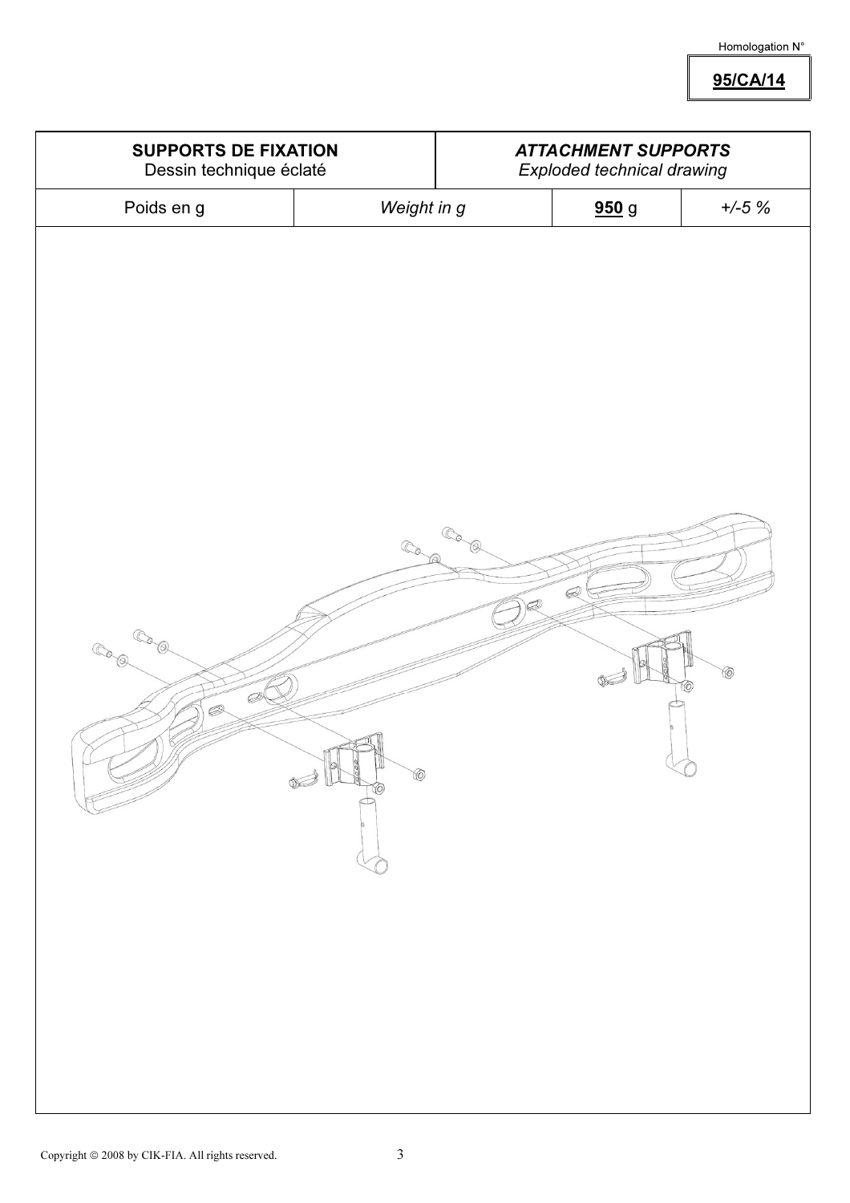Homologation N°

**95/CA/14**

| **SUPPORTS DE FIXATION** Dessin technique éclaté | | *ATTACHMENT SUPPORTS* *Exploded technical drawing* | |
|---|---|---|---|
| Poids en g | *Weight in g* | **950** g | *+/-5 %* |

Copyright © 2008 by CIK-FIA. All rights reserved.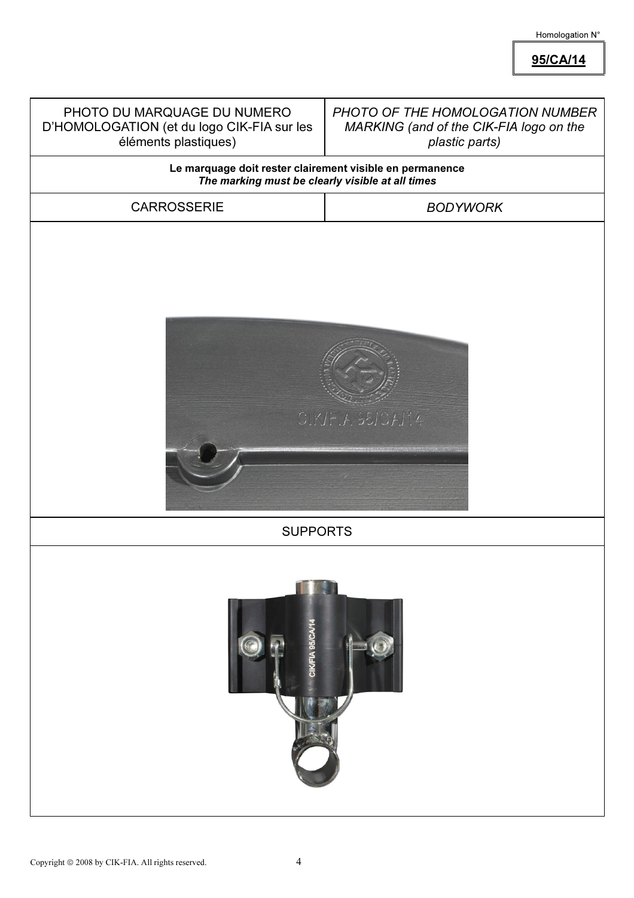Homologation N°

**95/CA/14**

| PHOTO DU MARQUAGE DU NUMERO D'HOMOLOGATION (et du logo CIK-FIA sur les éléments plastiques) | *PHOTO OF THE HOMOLOGATION NUMBER MARKING (and of the CIK-FIA logo on the plastic parts)* |
|---|---|
| **Le marquage doit rester clairement visible en permanence** | |
| ***The marking must be clearly visible at all times*** | |
| CARROSSERIE | *BODYWORK* |
| SUPPORTS | |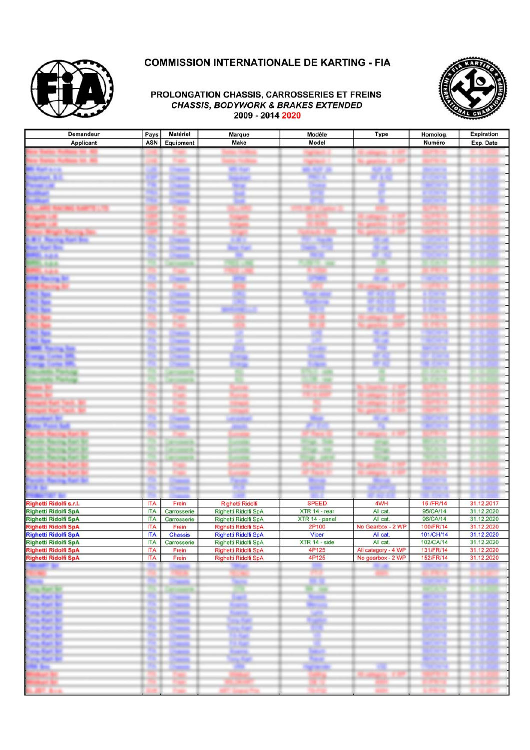# COMMISSION INTERNATIONALE DE KARTING - FIA

## PROLONGATION CHASSIS, CARROSSERIES ET FREINS

### *CHASSIS, BODYWORK & BRAKES EXTENDED*

### 2009 - ~~2014~~ 2020

| Demandeur | Pays | Matériel | Marque | Modèle | Type | Homolog. | Expiration |
|---|---|---|---|---|---|---|---|
| Applicant | ASN | Equipment | Make | Model | | Numéro | Exp. Date |
| Righetti Ridolfi s.r.l. | ITA | Frein | Righetti Ridolfi | SPEED | 4WH | 16 /FR/14 | 31.12.2017 |
| Righetti Ridolfi SpA | ITA | Carrosserie | Righetti Ridolfi SpA | XTR 14 - rear | All cat. | 95/CA/14 | 31.12.2020 |
| Righetti Ridolfi SpA | ITA | Carrosserie | Righetti Ridolfi SpA | XTR 14 - panel | All cat. | 96/CA/14 | 31.12.2020 |
| Righetti Ridolfi SpA | ITA | Frein | Righetti Ridolfi SpA | 2P100 | No Gearbox - 2 WP | 100/FR/14 | 31.12.2020 |
| Righetti Ridolfi SpA | ITA | Chassis | Righetti Ridolfi SpA | Viper | All cat. | 101/CH/14 | 31.12.2020 |
| Righetti Ridolfi SpA | ITA | Carrosserie | Righetti Ridolfi SpA | XTR 14 - side | All cat. | 102/CA/14 | 31.12.2020 |
| Righetti Ridolfi SpA | ITA | Frein | Righetti Ridolfi SpA | 4P125 | All category - 4 WP | 131/FR/14 | 31.12.2020 |
| Righetti Ridolfi SpA | ITA | Frein | Righetti Ridolfi SpA | 4P125 | No gearbox - 2 WP | 152/FR/14 | 31.12.2020 |